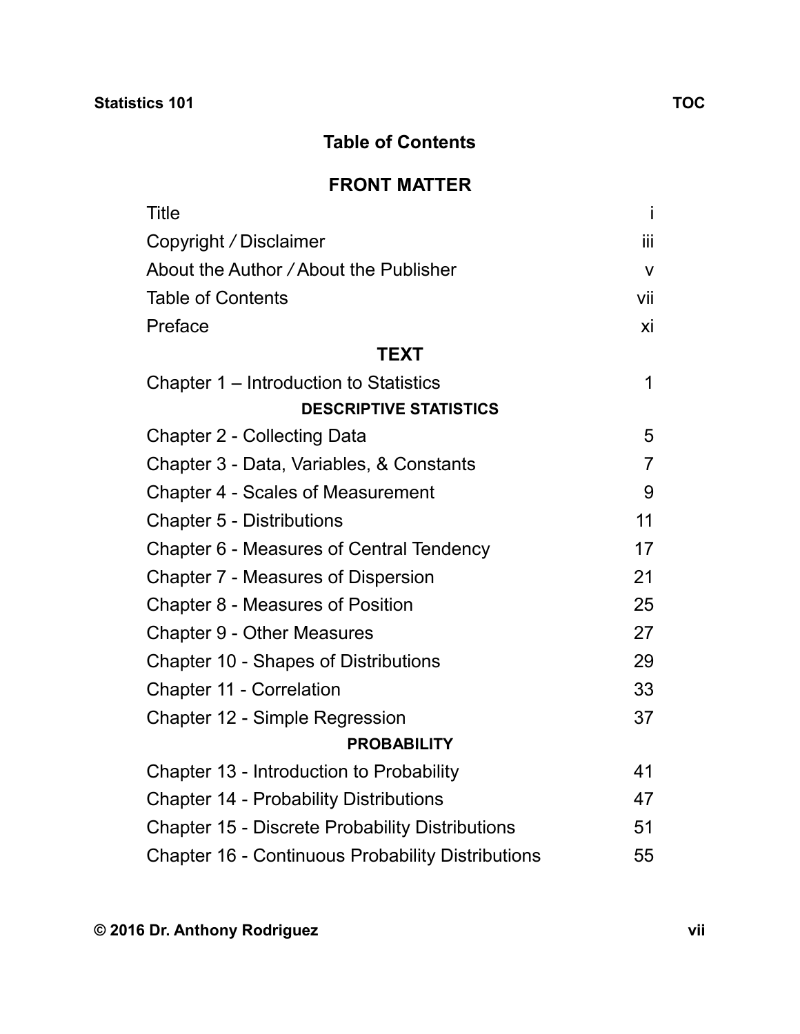# Table of Contents

## FRONT MATTER

| | |
|---|---|
| Title | i |
| Copyright / Disclaimer | iii |
| About the Author / About the Publisher | v |
| Table of Contents | vii |
| Preface | xi |

## TEXT

| | |
|---|---|
| Chapter 1 – Introduction to Statistics | 1 |

### DESCRIPTIVE STATISTICS

| | |
|---|---|
| Chapter 2 - Collecting Data | 5 |
| Chapter 3 - Data, Variables, & Constants | 7 |
| Chapter 4 - Scales of Measurement | 9 |
| Chapter 5 - Distributions | 11 |
| Chapter 6 - Measures of Central Tendency | 17 |
| Chapter 7 - Measures of Dispersion | 21 |
| Chapter 8 - Measures of Position | 25 |
| Chapter 9 - Other Measures | 27 |
| Chapter 10 - Shapes of Distributions | 29 |
| Chapter 11 - Correlation | 33 |
| Chapter 12 - Simple Regression | 37 |

### PROBABILITY

| | |
|---|---|
| Chapter 13 - Introduction to Probability | 41 |
| Chapter 14 - Probability Distributions | 47 |
| Chapter 15 - Discrete Probability Distributions | 51 |
| Chapter 16 - Continuous Probability Distributions | 55 |

© 2016 Dr. Anthony Rodriguez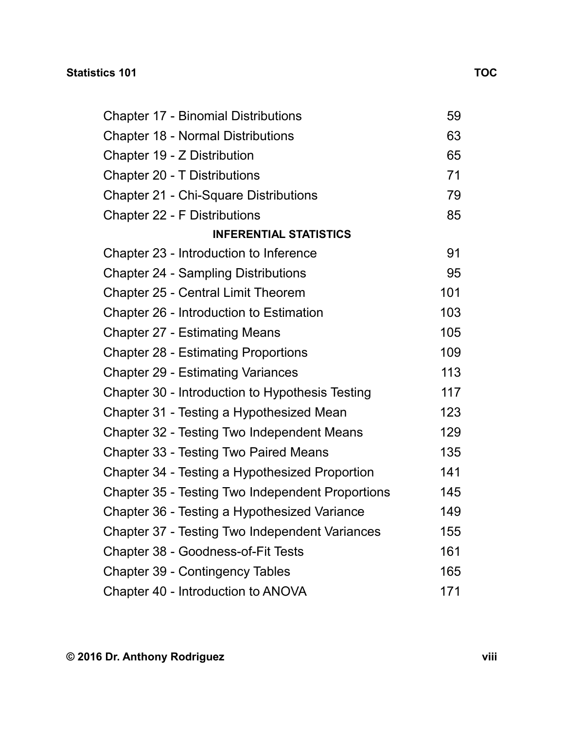| | |
|---|---|
| Chapter 17 - Binomial Distributions | 59 |
| Chapter 18 - Normal Distributions | 63 |
| Chapter 19 - Z Distribution | 65 |
| Chapter 20 - T Distributions | 71 |
| Chapter 21 - Chi-Square Distributions | 79 |
| Chapter 22 - F Distributions | 85 |
| **INFERENTIAL STATISTICS** | |
| Chapter 23 - Introduction to Inference | 91 |
| Chapter 24 - Sampling Distributions | 95 |
| Chapter 25 - Central Limit Theorem | 101 |
| Chapter 26 - Introduction to Estimation | 103 |
| Chapter 27 - Estimating Means | 105 |
| Chapter 28 - Estimating Proportions | 109 |
| Chapter 29 - Estimating Variances | 113 |
| Chapter 30 - Introduction to Hypothesis Testing | 117 |
| Chapter 31 - Testing a Hypothesized Mean | 123 |
| Chapter 32 - Testing Two Independent Means | 129 |
| Chapter 33 - Testing Two Paired Means | 135 |
| Chapter 34 - Testing a Hypothesized Proportion | 141 |
| Chapter 35 - Testing Two Independent Proportions | 145 |
| Chapter 36 - Testing a Hypothesized Variance | 149 |
| Chapter 37 - Testing Two Independent Variances | 155 |
| Chapter 38 - Goodness-of-Fit Tests | 161 |
| Chapter 39 - Contingency Tables | 165 |
| Chapter 40 - Introduction to ANOVA | 171 |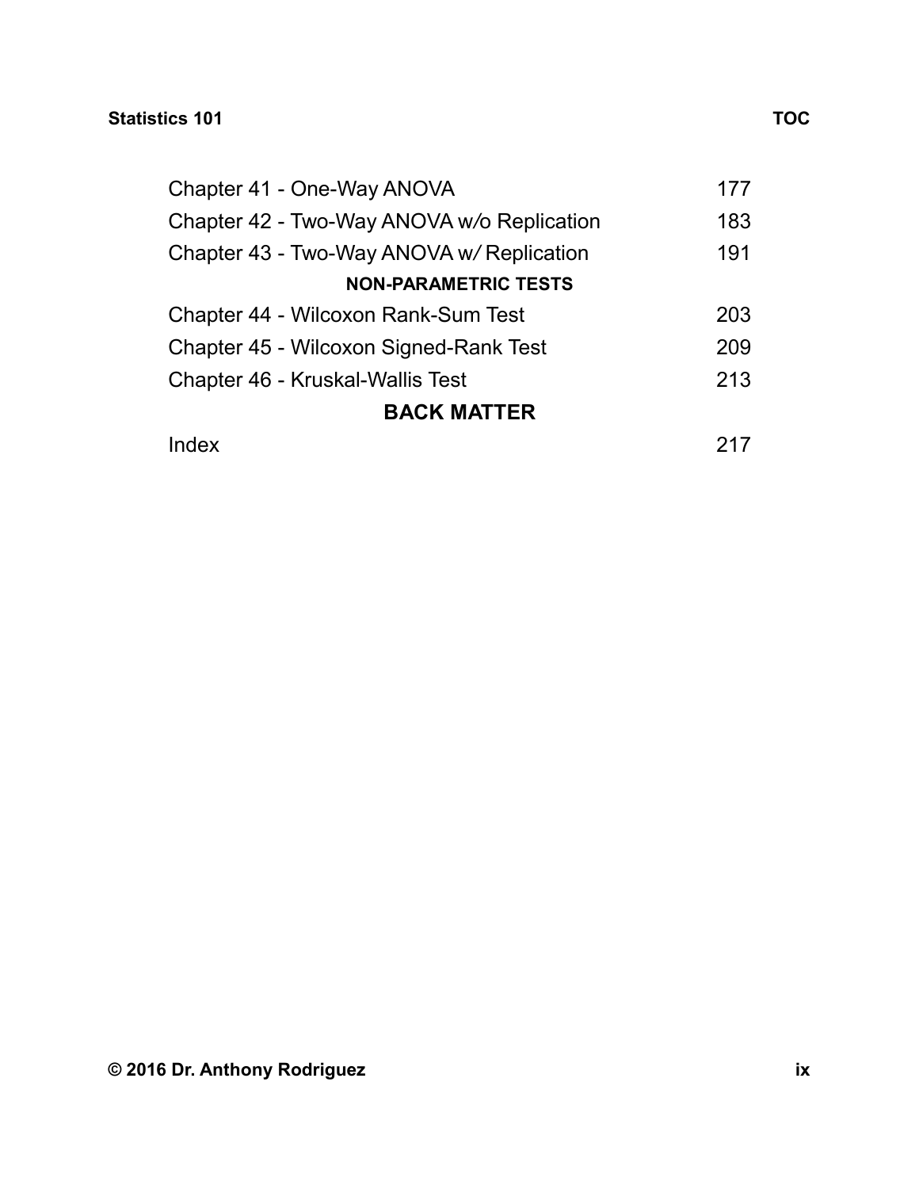| | |
|---|---|
| Chapter 41 - One-Way ANOVA | 177 |
| Chapter 42 - Two-Way ANOVA w/o Replication | 183 |
| Chapter 43 - Two-Way ANOVA w/ Replication | 191 |
| **NON-PARAMETRIC TESTS** | |
| Chapter 44 - Wilcoxon Rank-Sum Test | 203 |
| Chapter 45 - Wilcoxon Signed-Rank Test | 209 |
| Chapter 46 - Kruskal-Wallis Test | 213 |
| **BACK MATTER** | |
| Index | 217 |